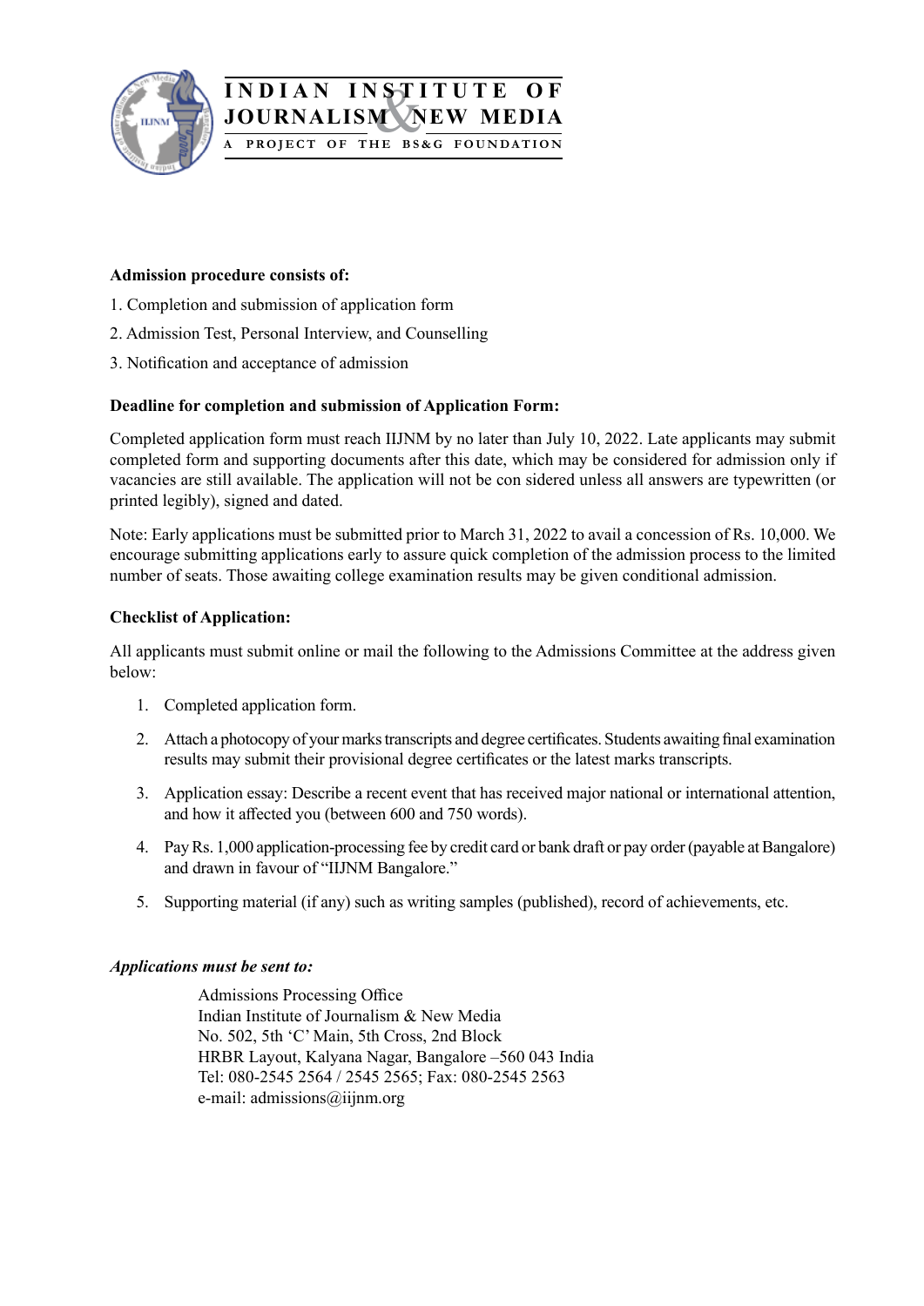# INDIAN INSTITUTE OF JOURNALISM & NEW MEDIA

A PROJECT OF THE BS&G FOUNDATION

**Admission procedure consists of:**

1. Completion and submission of application form
2. Admission Test, Personal Interview, and Counselling
3. Notification and acceptance of admission

**Deadline for completion and submission of Application Form:**

Completed application form must reach IIJNM by no later than July 10, 2022. Late applicants may submit completed form and supporting documents after this date, which may be considered for admission only if vacancies are still available. The application will not be con sidered unless all answers are typewritten (or printed legibly), signed and dated.

Note: Early applications must be submitted prior to March 31, 2022 to avail a concession of Rs. 10,000. We encourage submitting applications early to assure quick completion of the admission process to the limited number of seats. Those awaiting college examination results may be given conditional admission.

**Checklist of Application:**

All applicants must submit online or mail the following to the Admissions Committee at the address given below:

1. Completed application form.
2. Attach a photocopy of your marks transcripts and degree certificates. Students awaiting final examination results may submit their provisional degree certificates or the latest marks transcripts.
3. Application essay: Describe a recent event that has received major national or international attention, and how it affected you (between 600 and 750 words).
4. Pay Rs. 1,000 application-processing fee by credit card or bank draft or pay order (payable at Bangalore) and drawn in favour of "IIJNM Bangalore."
5. Supporting material (if any) such as writing samples (published), record of achievements, etc.

***Applications must be sent to:***

Admissions Processing Office
Indian Institute of Journalism & New Media
No. 502, 5th 'C' Main, 5th Cross, 2nd Block
HRBR Layout, Kalyana Nagar, Bangalore –560 043 India
Tel: 080-2545 2564 / 2545 2565; Fax: 080-2545 2563
e-mail: admissions@iijnm.org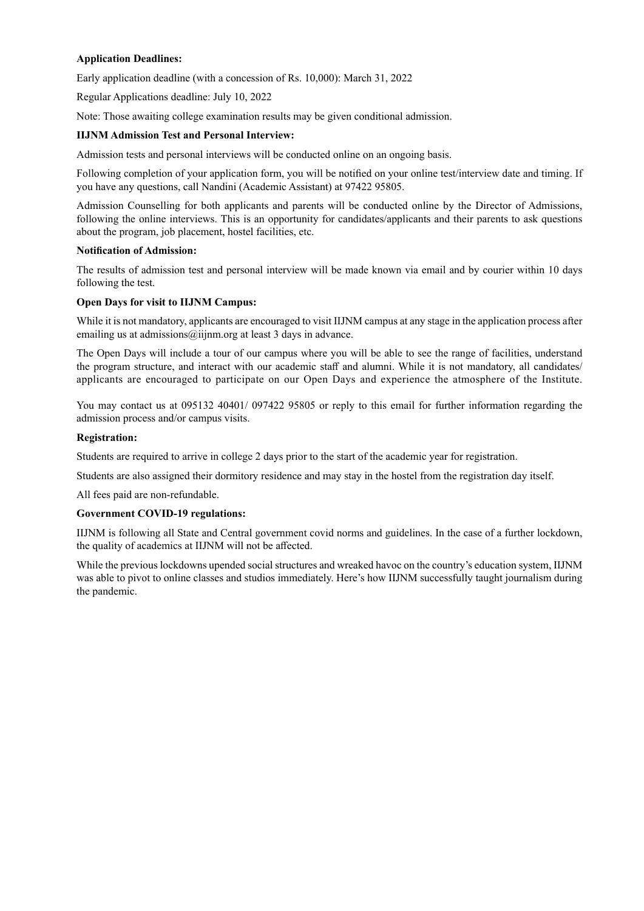**Application Deadlines:**

Early application deadline (with a concession of Rs. 10,000): March 31, 2022

Regular Applications deadline: July 10, 2022

Note: Those awaiting college examination results may be given conditional admission.

**IIJNM Admission Test and Personal Interview:**

Admission tests and personal interviews will be conducted online on an ongoing basis.

Following completion of your application form, you will be notified on your online test/interview date and timing. If you have any questions, call Nandini (Academic Assistant) at 97422 95805.

Admission Counselling for both applicants and parents will be conducted online by the Director of Admissions, following the online interviews. This is an opportunity for candidates/applicants and their parents to ask questions about the program, job placement, hostel facilities, etc.

**Notification of Admission:**

The results of admission test and personal interview will be made known via email and by courier within 10 days following the test.

**Open Days for visit to IIJNM Campus:**

While it is not mandatory, applicants are encouraged to visit IIJNM campus at any stage in the application process after emailing us at admissions@iijnm.org at least 3 days in advance.

The Open Days will include a tour of our campus where you will be able to see the range of facilities, understand the program structure, and interact with our academic staff and alumni. While it is not mandatory, all candidates/applicants are encouraged to participate on our Open Days and experience the atmosphere of the Institute.

You may contact us at 095132 40401/ 097422 95805 or reply to this email for further information regarding the admission process and/or campus visits.

**Registration:**

Students are required to arrive in college 2 days prior to the start of the academic year for registration.

Students are also assigned their dormitory residence and may stay in the hostel from the registration day itself.

All fees paid are non-refundable.

**Government COVID-19 regulations:**

IIJNM is following all State and Central government covid norms and guidelines. In the case of a further lockdown, the quality of academics at IIJNM will not be affected.

While the previous lockdowns upended social structures and wreaked havoc on the country's education system, IIJNM was able to pivot to online classes and studios immediately. Here's how IIJNM successfully taught journalism during the pandemic.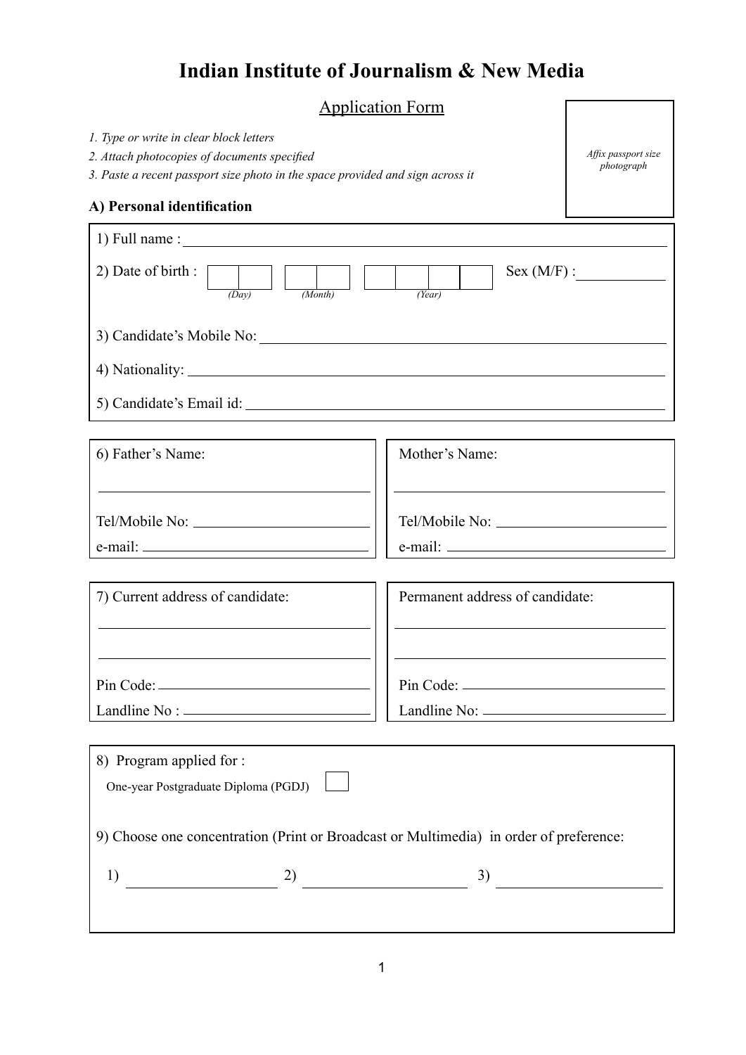# Indian Institute of Journalism & New Media

## Application Form

*Affix passport size photograph*

1. *Type or write in clear block letters*
2. *Attach photocopies of documents specified*
3. *Paste a recent passport size photo in the space provided and sign across it*

### A) Personal identification

1) Full name : ______________________________

2) Date of birth : [ | ] (Day) [ | ] (Month) [ | | | ] (Year) Sex (M/F) : __________

3) Candidate's Mobile No: ______________________________

4) Nationality: ______________________________

5) Candidate's Email id: ______________________________

| 6) Father's Name: | Mother's Name: |
|---|---|
| ______________________ | ______________________ |
| Tel/Mobile No: __________ | Tel/Mobile No: __________ |
| e-mail: __________ | e-mail: __________ |

| 7) Current address of candidate: | Permanent address of candidate: |
|---|---|
| ______________________ | ______________________ |
| ______________________ | ______________________ |
| Pin Code: __________ | Pin Code: __________ |
| Landline No : __________ | Landline No: __________ |

8) Program applied for :

One-year Postgraduate Diploma (PGDJ) [ ]

9) Choose one concentration (Print or Broadcast or Multimedia) in order of preference:

1) __________ 2) __________ 3) __________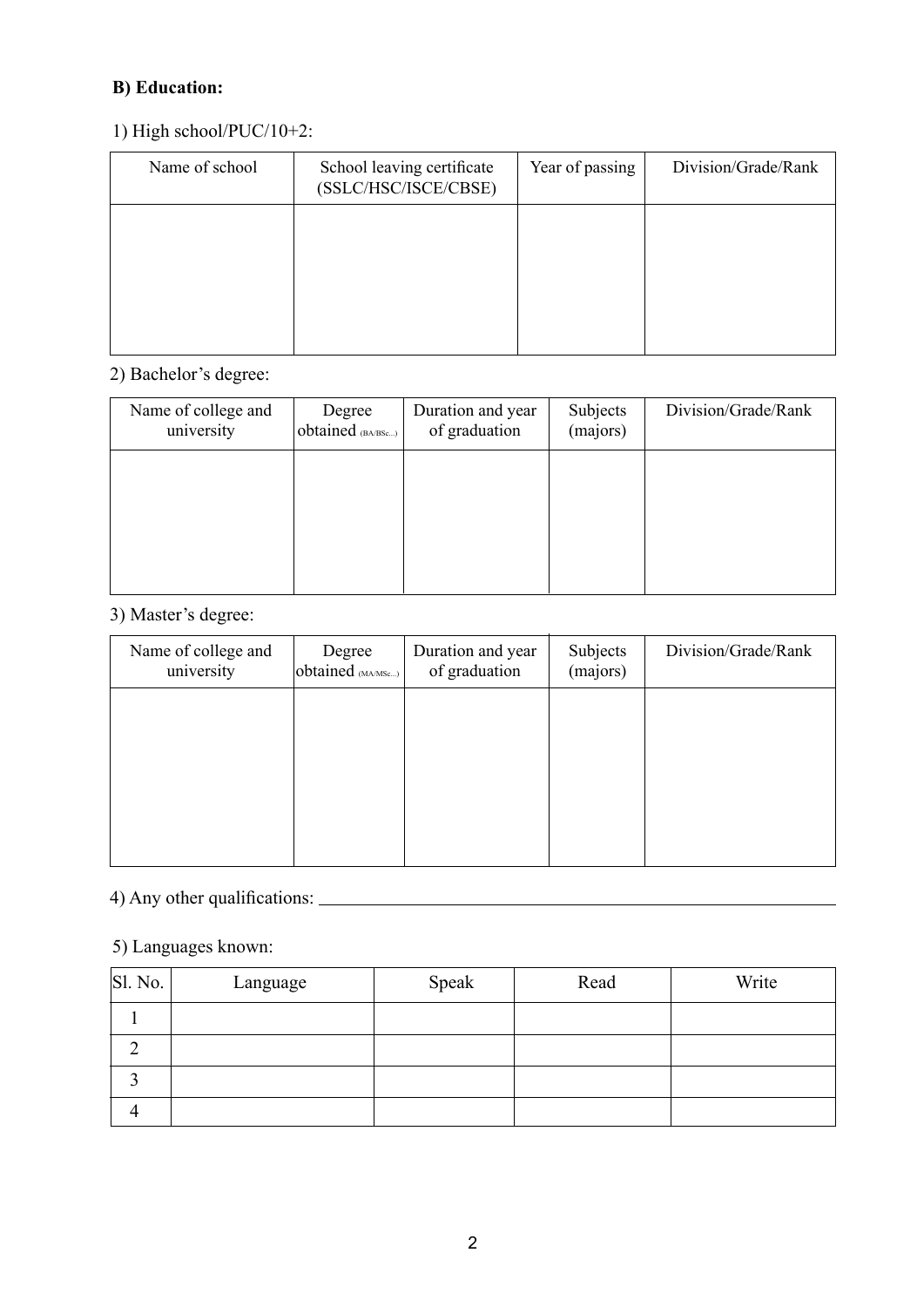**B) Education:**

1) High school/PUC/10+2:

| Name of school | School leaving certificate (SSLC/HSC/ISCE/CBSE) | Year of passing | Division/Grade/Rank |
|---|---|---|---|
| | | | |

2) Bachelor's degree:

| Name of college and university | Degree obtained (BA/BSc...) | Duration and year of graduation | Subjects (majors) | Division/Grade/Rank |
|---|---|---|---|---|
| | | | | |

3) Master's degree:

| Name of college and university | Degree obtained (MA/MSc...) | Duration and year of graduation | Subjects (majors) | Division/Grade/Rank |
|---|---|---|---|---|
| | | | | |

4) Any other qualifications: ______________________________

5) Languages known:

| Sl. No. | Language | Speak | Read | Write |
|---|---|---|---|---|
| 1 | | | | |
| 2 | | | | |
| 3 | | | | |
| 4 | | | | |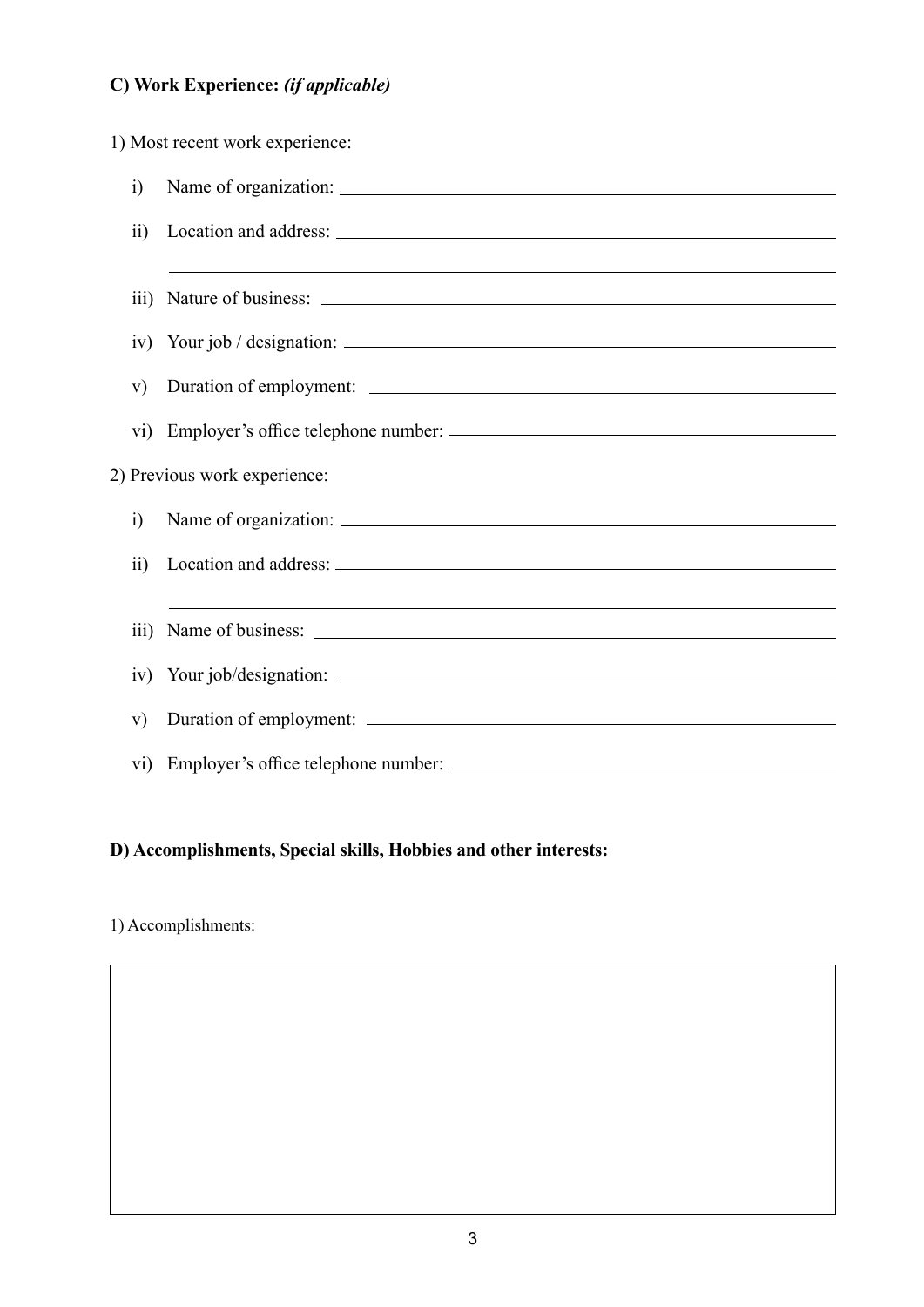### C) Work Experience: *(if applicable)*

1) Most recent work experience:

- i) Name of organization: \_\_\_\_\_\_\_\_\_\_\_\_\_\_\_\_\_\_\_\_\_\_\_\_\_\_\_\_\_\_\_\_\_\_\_\_\_\_\_\_
- ii) Location and address: \_\_\_\_\_\_\_\_\_\_\_\_\_\_\_\_\_\_\_\_\_\_\_\_\_\_\_\_\_\_\_\_\_\_\_\_\_\_\_\_
  \_\_\_\_\_\_\_\_\_\_\_\_\_\_\_\_\_\_\_\_\_\_\_\_\_\_\_\_\_\_\_\_\_\_\_\_\_\_\_\_\_\_\_\_\_\_\_\_\_\_\_\_\_\_\_\_\_\_
- iii) Nature of business: \_\_\_\_\_\_\_\_\_\_\_\_\_\_\_\_\_\_\_\_\_\_\_\_\_\_\_\_\_\_\_\_\_\_\_\_\_\_\_\_
- iv) Your job / designation: \_\_\_\_\_\_\_\_\_\_\_\_\_\_\_\_\_\_\_\_\_\_\_\_\_\_\_\_\_\_\_\_\_\_\_\_\_\_\_\_
- v) Duration of employment: \_\_\_\_\_\_\_\_\_\_\_\_\_\_\_\_\_\_\_\_\_\_\_\_\_\_\_\_\_\_\_\_\_\_\_\_\_\_\_\_
- vi) Employer's office telephone number: \_\_\_\_\_\_\_\_\_\_\_\_\_\_\_\_\_\_\_\_\_\_\_\_\_\_\_\_\_\_\_\_\_\_\_\_\_\_\_\_

2) Previous work experience:

- i) Name of organization: \_\_\_\_\_\_\_\_\_\_\_\_\_\_\_\_\_\_\_\_\_\_\_\_\_\_\_\_\_\_\_\_\_\_\_\_\_\_\_\_
- ii) Location and address: \_\_\_\_\_\_\_\_\_\_\_\_\_\_\_\_\_\_\_\_\_\_\_\_\_\_\_\_\_\_\_\_\_\_\_\_\_\_\_\_
  \_\_\_\_\_\_\_\_\_\_\_\_\_\_\_\_\_\_\_\_\_\_\_\_\_\_\_\_\_\_\_\_\_\_\_\_\_\_\_\_\_\_\_\_\_\_\_\_\_\_\_\_\_\_\_\_\_\_
- iii) Name of business: \_\_\_\_\_\_\_\_\_\_\_\_\_\_\_\_\_\_\_\_\_\_\_\_\_\_\_\_\_\_\_\_\_\_\_\_\_\_\_\_
- iv) Your job/designation: \_\_\_\_\_\_\_\_\_\_\_\_\_\_\_\_\_\_\_\_\_\_\_\_\_\_\_\_\_\_\_\_\_\_\_\_\_\_\_\_
- v) Duration of employment: \_\_\_\_\_\_\_\_\_\_\_\_\_\_\_\_\_\_\_\_\_\_\_\_\_\_\_\_\_\_\_\_\_\_\_\_\_\_\_\_
- vi) Employer's office telephone number: \_\_\_\_\_\_\_\_\_\_\_\_\_\_\_\_\_\_\_\_\_\_\_\_\_\_\_\_\_\_\_\_\_\_\_\_\_\_\_\_

### D) Accomplishments, Special skills, Hobbies and other interests:

1) Accomplishments:

| |
|---|
| |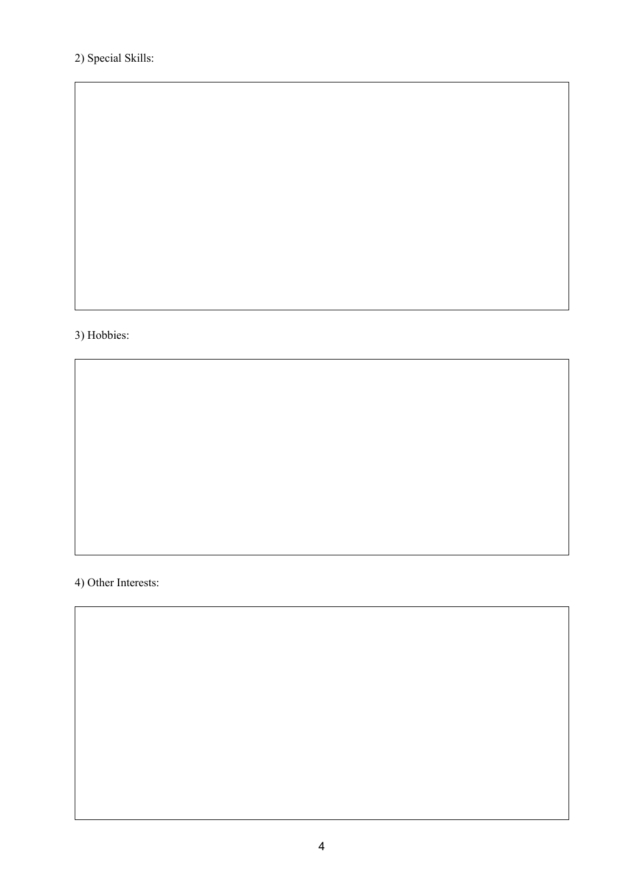2) Special Skills:

|  |
|---|
|  |

3) Hobbies:

|  |
|---|
|  |

4) Other Interests:

|  |
|---|
|  |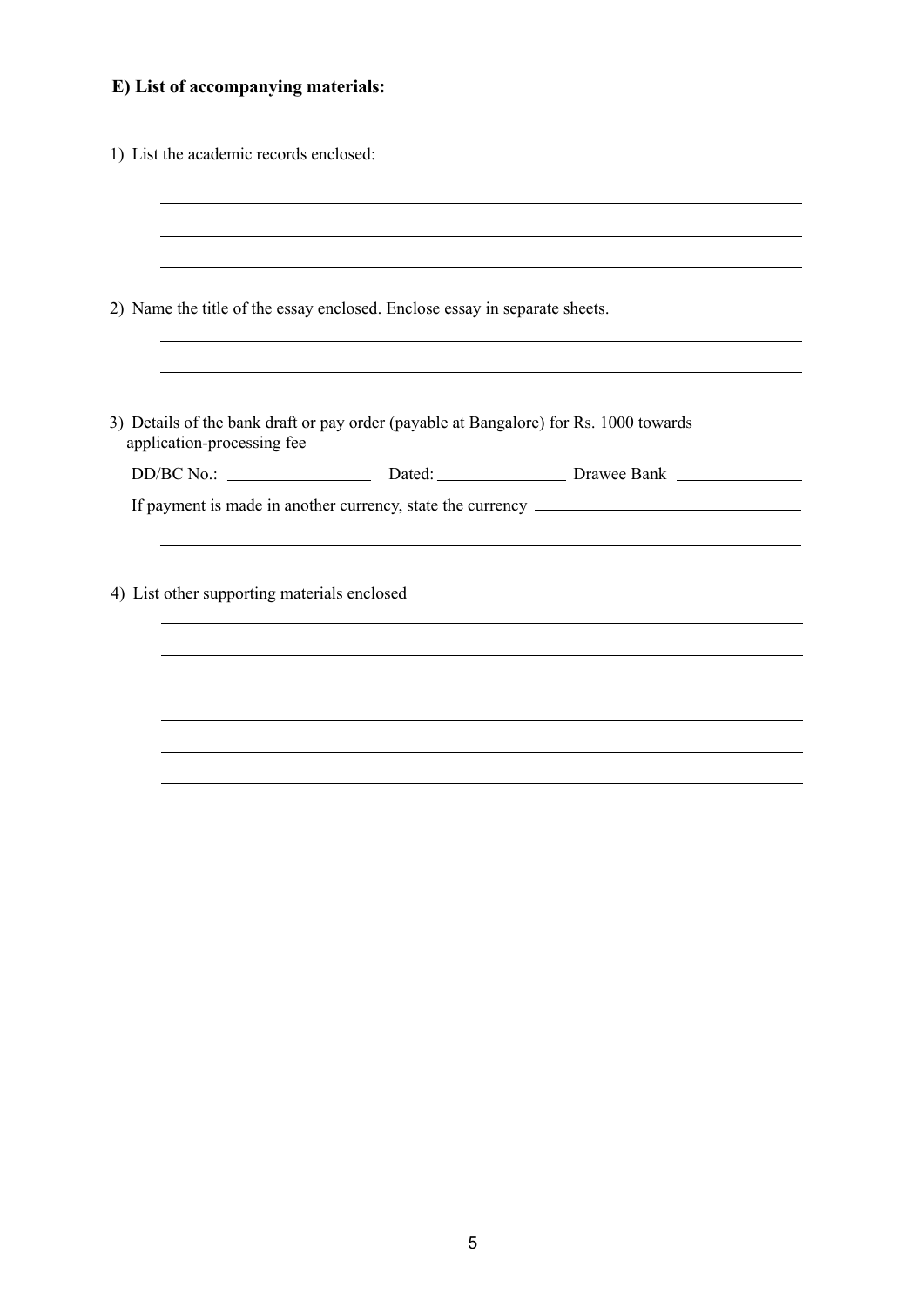## E) List of accompanying materials:

1) List the academic records enclosed:

______________________________________________

______________________________________________

______________________________________________

2) Name the title of the essay enclosed. Enclose essay in separate sheets.

______________________________________________

______________________________________________

3) Details of the bank draft or pay order (payable at Bangalore) for Rs. 1000 towards application-processing fee

DD/BC No.: ______________ Dated: ______________ Drawee Bank ______________

If payment is made in another currency, state the currency ______________________

______________________________________________

4) List other supporting materials enclosed

______________________________________________

______________________________________________

______________________________________________

______________________________________________

______________________________________________

______________________________________________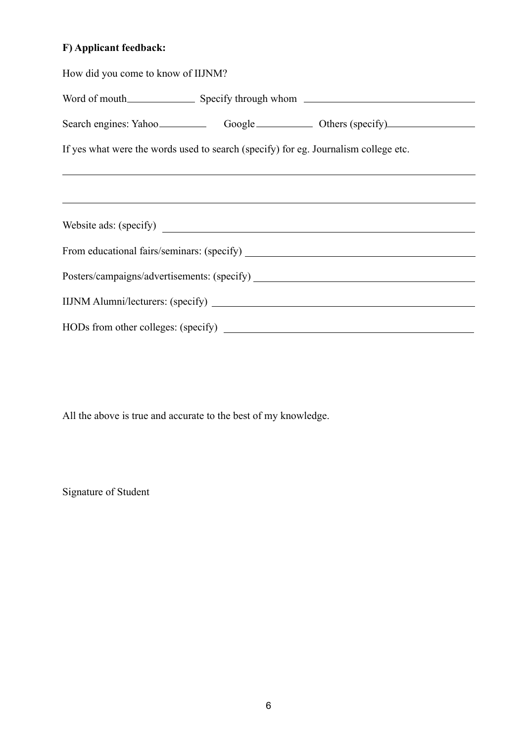**F) Applicant feedback:**

How did you come to know of IIJNM?

Word of mouth\_\_\_\_\_\_\_\_\_\_\_\_\_ Specify through whom \_\_\_\_\_\_\_\_\_\_\_\_\_\_\_\_\_\_\_\_\_\_\_\_\_\_\_\_\_\_\_\_

Search engines: Yahoo\_\_\_\_\_\_\_\_\_ Google\_\_\_\_\_\_\_\_\_\_\_ Others (specify)\_\_\_\_\_\_\_\_\_\_\_\_\_\_\_\_\_

If yes what were the words used to search (specify) for eg. Journalism college etc.

\_\_\_\_\_\_\_\_\_\_\_\_\_\_\_\_\_\_\_\_\_\_\_\_\_\_\_\_\_\_\_\_\_\_\_\_\_\_\_\_\_\_\_\_\_\_\_\_\_\_\_\_\_\_\_\_\_\_\_\_\_\_\_\_\_\_\_\_\_\_\_\_\_\_\_\_\_\_

\_\_\_\_\_\_\_\_\_\_\_\_\_\_\_\_\_\_\_\_\_\_\_\_\_\_\_\_\_\_\_\_\_\_\_\_\_\_\_\_\_\_\_\_\_\_\_\_\_\_\_\_\_\_\_\_\_\_\_\_\_\_\_\_\_\_\_\_\_\_\_\_\_\_\_\_\_\_

Website ads: (specify) \_\_\_\_\_\_\_\_\_\_\_\_\_\_\_\_\_\_\_\_\_\_\_\_\_\_\_\_\_\_\_\_\_\_\_\_\_\_\_\_\_\_\_\_\_\_\_\_\_\_\_\_\_\_\_\_

From educational fairs/seminars: (specify) \_\_\_\_\_\_\_\_\_\_\_\_\_\_\_\_\_\_\_\_\_\_\_\_\_\_\_\_\_\_\_\_\_\_\_\_\_\_\_\_\_

Posters/campaigns/advertisements: (specify) \_\_\_\_\_\_\_\_\_\_\_\_\_\_\_\_\_\_\_\_\_\_\_\_\_\_\_\_\_\_\_\_\_\_\_\_\_\_\_

IIJNM Alumni/lecturers: (specify) \_\_\_\_\_\_\_\_\_\_\_\_\_\_\_\_\_\_\_\_\_\_\_\_\_\_\_\_\_\_\_\_\_\_\_\_\_\_\_\_\_\_\_\_\_\_\_\_

HODs from other colleges: (specify) \_\_\_\_\_\_\_\_\_\_\_\_\_\_\_\_\_\_\_\_\_\_\_\_\_\_\_\_\_\_\_\_\_\_\_\_\_\_\_\_\_\_\_\_\_

All the above is true and accurate to the best of my knowledge.

Signature of Student